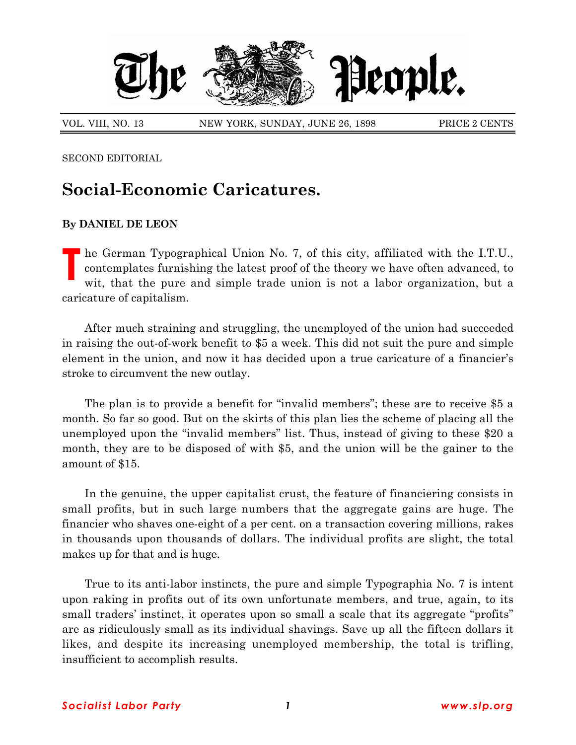# The People.

VOL. VIII, NO. 13 NEW YORK, SUNDAY, JUNE 26, 1898 PRICE 2 CENTS

SECOND EDITORIAL

## Social-Economic Caricatures.

**By DANIEL DE LEON**

The German Typographical Union No. 7, of this city, affiliated with the I.T.U., contemplates furnishing the latest proof of the theory we have often advanced, to wit, that the pure and simple trade union is not a labor organization, but a caricature of capitalism.

After much straining and struggling, the unemployed of the union had succeeded in raising the out-of-work benefit to $5 a week. This did not suit the pure and simple element in the union, and now it has decided upon a true caricature of a financier's stroke to circumvent the new outlay.

The plan is to provide a benefit for "invalid members"; these are to receive $5 a month. So far so good. But on the skirts of this plan lies the scheme of placing all the unemployed upon the "invalid members" list. Thus, instead of giving to these $20 a month, they are to be disposed of with $5, and the union will be the gainer to the amount of $15.

In the genuine, the upper capitalist crust, the feature of financiering consists in small profits, but in such large numbers that the aggregate gains are huge. The financier who shaves one-eight of a per cent. on a transaction covering millions, rakes in thousands upon thousands of dollars. The individual profits are slight, the total makes up for that and is huge.

True to its anti-labor instincts, the pure and simple Typographia No. 7 is intent upon raking in profits out of its own unfortunate members, and true, again, to its small traders' instinct, it operates upon so small a scale that its aggregate "profits" are as ridiculously small as its individual shavings. Save up all the fifteen dollars it likes, and despite its increasing unemployed membership, the total is trifling, insufficient to accomplish results.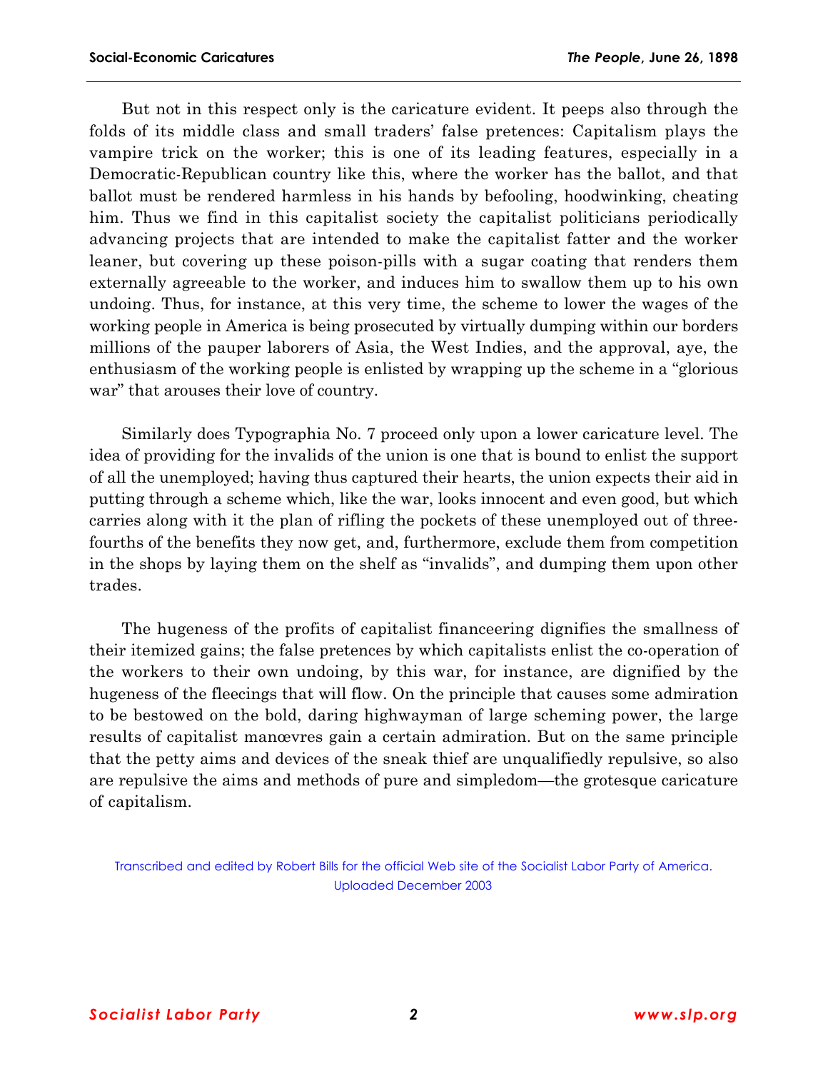But not in this respect only is the caricature evident. It peeps also through the folds of its middle class and small traders' false pretences: Capitalism plays the vampire trick on the worker; this is one of its leading features, especially in a Democratic-Republican country like this, where the worker has the ballot, and that ballot must be rendered harmless in his hands by befooling, hoodwinking, cheating him. Thus we find in this capitalist society the capitalist politicians periodically advancing projects that are intended to make the capitalist fatter and the worker leaner, but covering up these poison-pills with a sugar coating that renders them externally agreeable to the worker, and induces him to swallow them up to his own undoing. Thus, for instance, at this very time, the scheme to lower the wages of the working people in America is being prosecuted by virtually dumping within our borders millions of the pauper laborers of Asia, the West Indies, and the approval, aye, the enthusiasm of the working people is enlisted by wrapping up the scheme in a "glorious war" that arouses their love of country.

Similarly does Typographia No. 7 proceed only upon a lower caricature level. The idea of providing for the invalids of the union is one that is bound to enlist the support of all the unemployed; having thus captured their hearts, the union expects their aid in putting through a scheme which, like the war, looks innocent and even good, but which carries along with it the plan of rifling the pockets of these unemployed out of three-fourths of the benefits they now get, and, furthermore, exclude them from competition in the shops by laying them on the shelf as "invalids", and dumping them upon other trades.

The hugeness of the profits of capitalist financeering dignifies the smallness of their itemized gains; the false pretences by which capitalists enlist the co-operation of the workers to their own undoing, by this war, for instance, are dignified by the hugeness of the fleecings that will flow. On the principle that causes some admiration to be bestowed on the bold, daring highwayman of large scheming power, the large results of capitalist manœvres gain a certain admiration. But on the same principle that the petty aims and devices of the sneak thief are unqualifiedly repulsive, so also are repulsive the aims and methods of pure and simpledom—the grotesque caricature of capitalism.

Transcribed and edited by Robert Bills for the official Web site of the Socialist Labor Party of America.
Uploaded December 2003